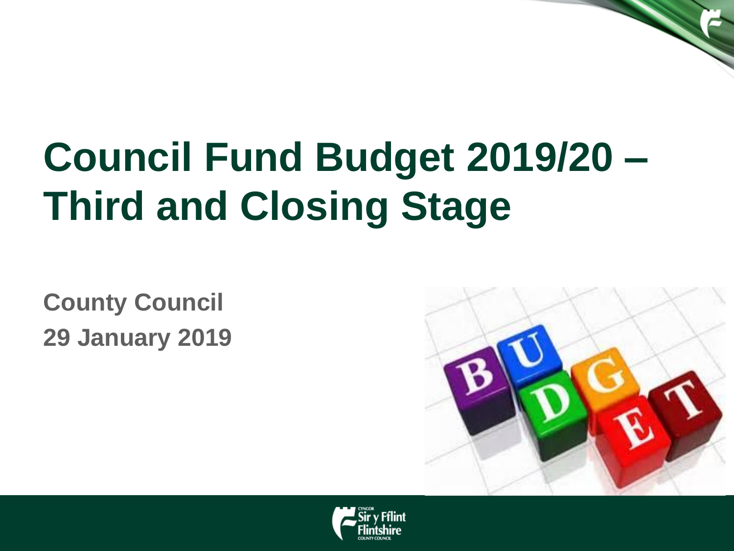# Council Fund Budget 2019/20 – Third and Closing Stage

**County Council**

**29 January 2019**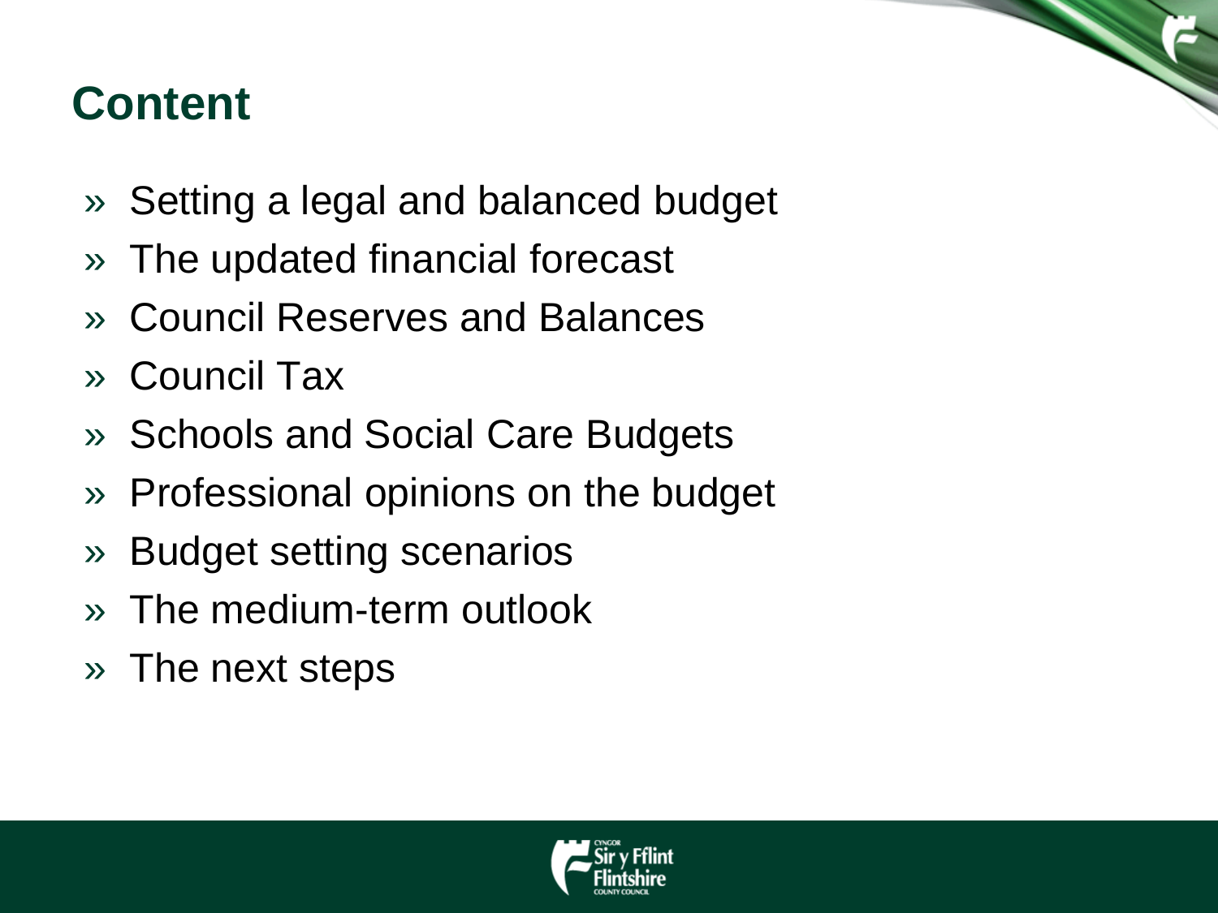# Content

- Setting a legal and balanced budget
- The updated financial forecast
- Council Reserves and Balances
- Council Tax
- Schools and Social Care Budgets
- Professional opinions on the budget
- Budget setting scenarios
- The medium-term outlook
- The next steps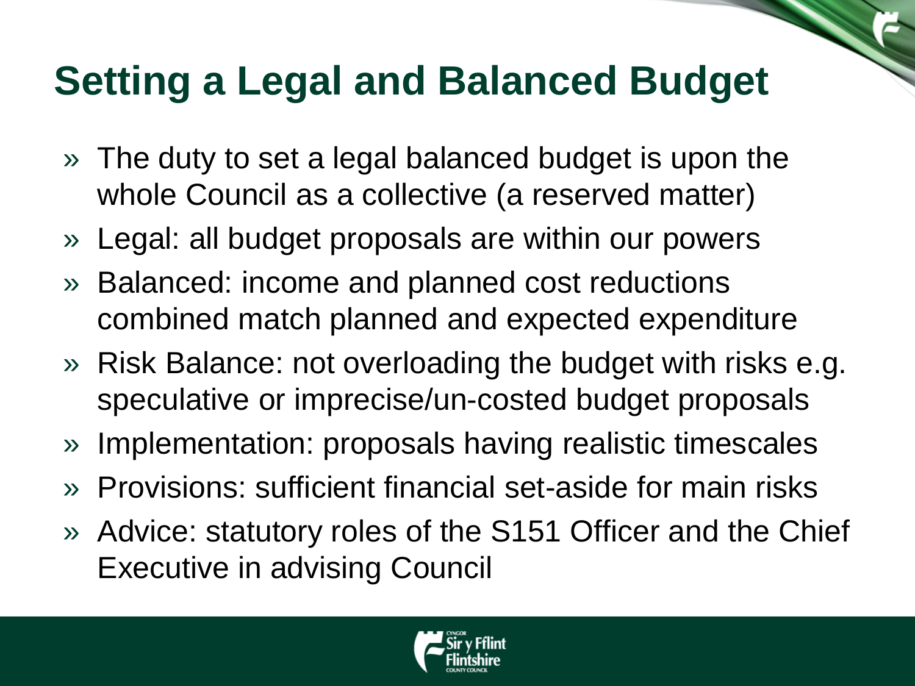# Setting a Legal and Balanced Budget

- The duty to set a legal balanced budget is upon the whole Council as a collective (a reserved matter)
- Legal: all budget proposals are within our powers
- Balanced: income and planned cost reductions combined match planned and expected expenditure
- Risk Balance: not overloading the budget with risks e.g. speculative or imprecise/un-costed budget proposals
- Implementation: proposals having realistic timescales
- Provisions: sufficient financial set-aside for main risks
- Advice: statutory roles of the S151 Officer and the Chief Executive in advising Council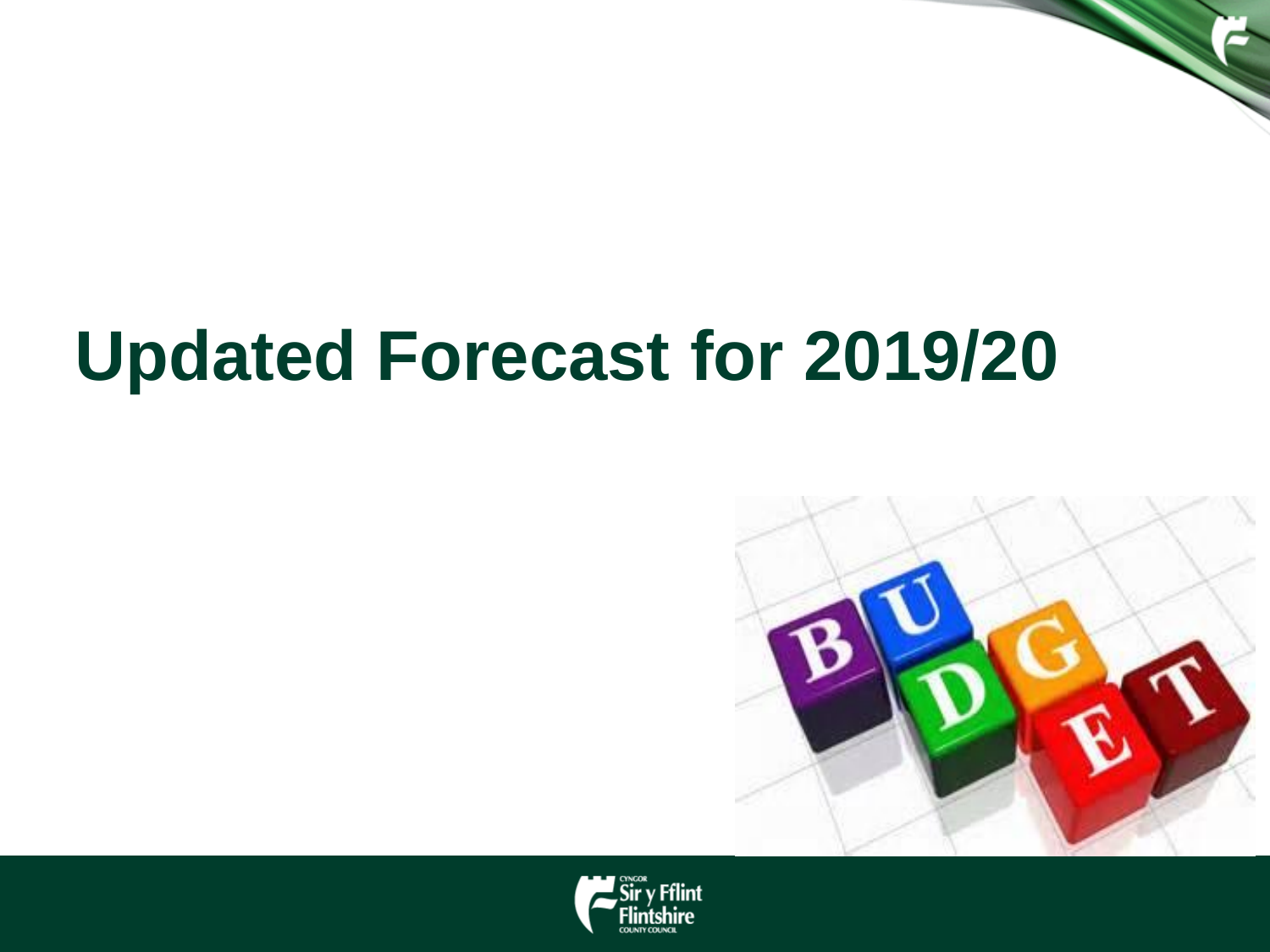# Updated Forecast for 2019/20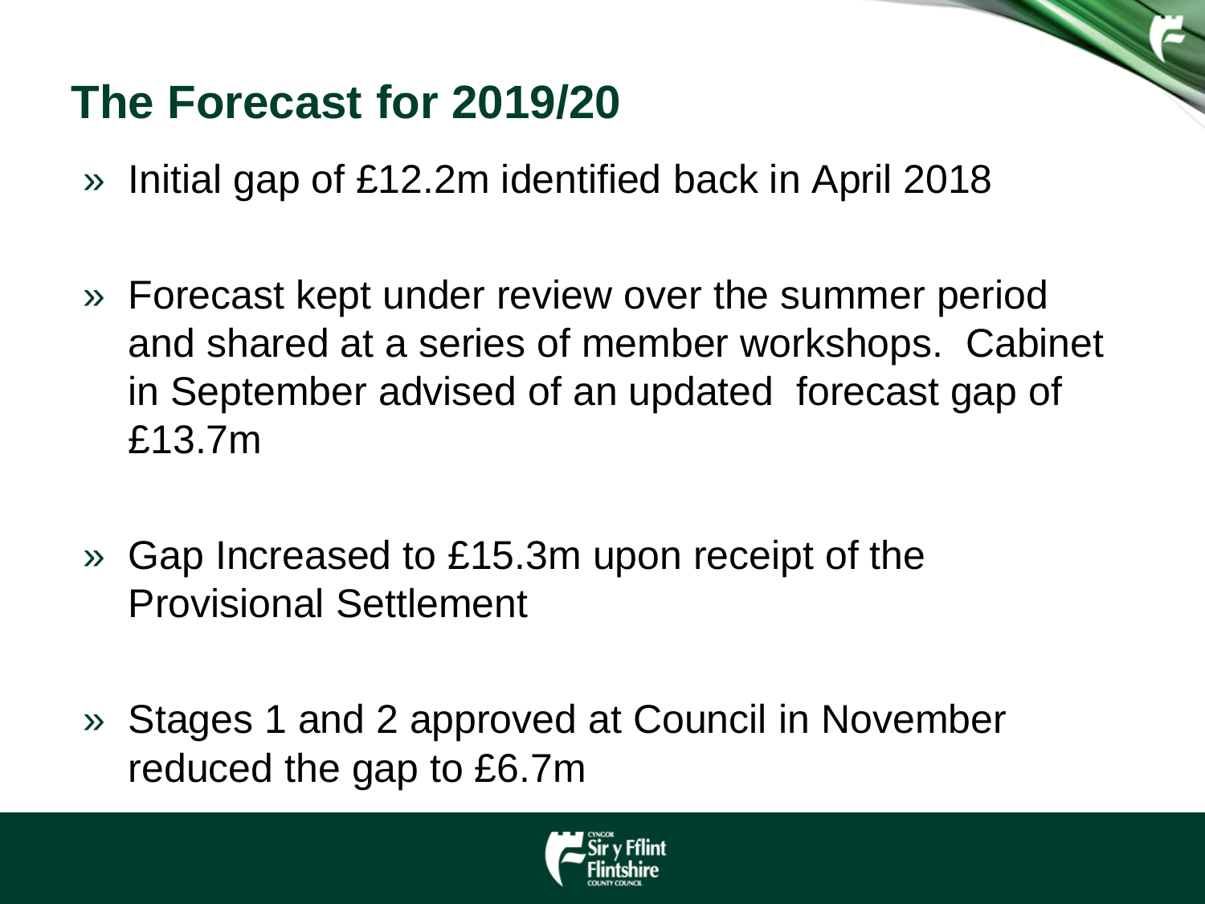## The Forecast for 2019/20

- Initial gap of £12.2m identified back in April 2018

- Forecast kept under review over the summer period and shared at a series of member workshops. Cabinet in September advised of an updated forecast gap of £13.7m

- Gap Increased to £15.3m upon receipt of the Provisional Settlement

- Stages 1 and 2 approved at Council in November reduced the gap to £6.7m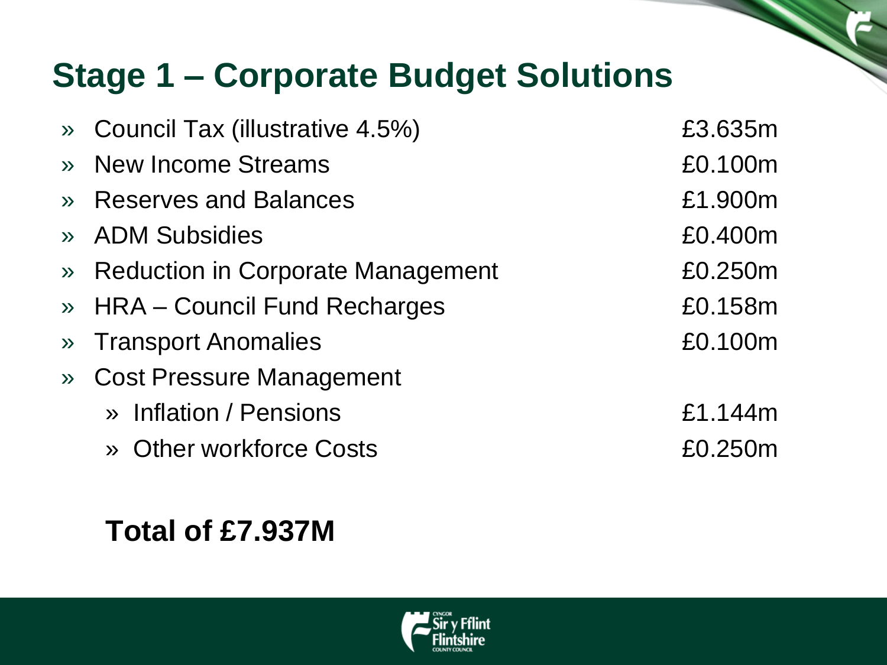# Stage 1 – Corporate Budget Solutions

| Item | Amount |
|---|---|
| » Council Tax (illustrative 4.5%) | £3.635m |
| » New Income Streams | £0.100m |
| » Reserves and Balances | £1.900m |
| » ADM Subsidies | £0.400m |
| » Reduction in Corporate Management | £0.250m |
| » HRA – Council Fund Recharges | £0.158m |
| » Transport Anomalies | £0.100m |
| » Cost Pressure Management | |
| &nbsp;&nbsp;&nbsp;» Inflation / Pensions | £1.144m |
| &nbsp;&nbsp;&nbsp;» Other workforce Costs | £0.250m |

**Total of £7.937M**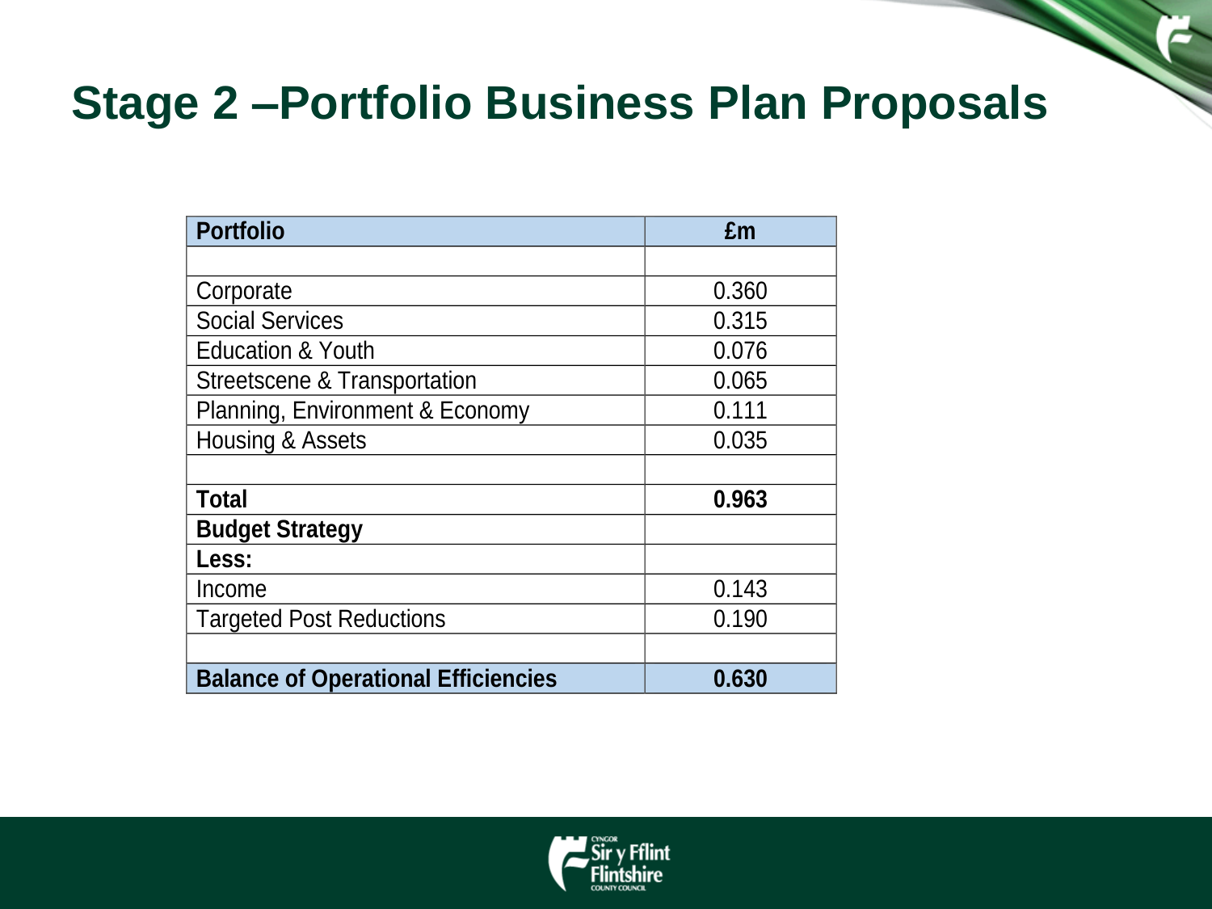# Stage 2 –Portfolio Business Plan Proposals

| Portfolio | £m |
| --- | --- |
| | |
| Corporate | 0.360 |
| Social Services | 0.315 |
| Education & Youth | 0.076 |
| Streetscene & Transportation | 0.065 |
| Planning, Environment & Economy | 0.111 |
| Housing & Assets | 0.035 |
| | |
| **Total** | **0.963** |
| **Budget Strategy** | |
| **Less:** | |
| Income | 0.143 |
| Targeted Post Reductions | 0.190 |
| | |
| **Balance of Operational Efficiencies** | **0.630** |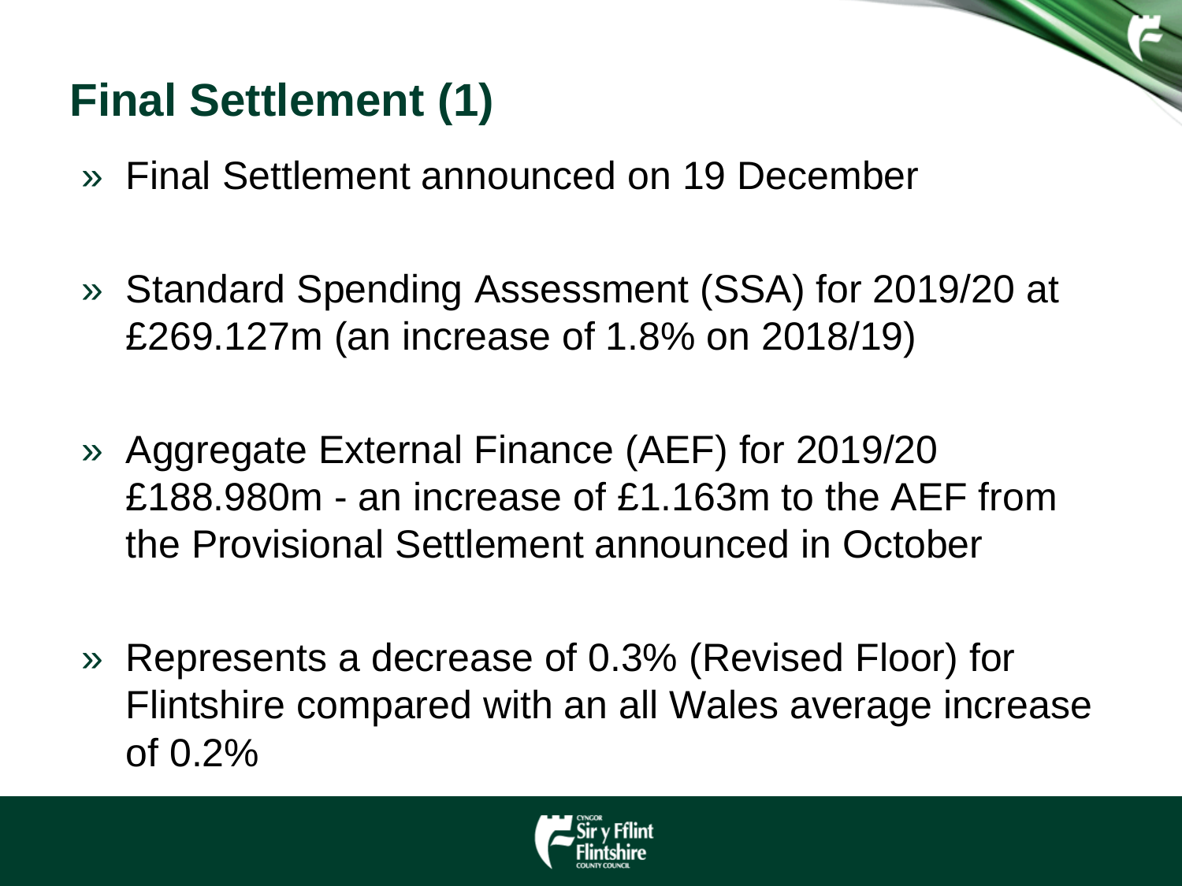# Final Settlement (1)

- Final Settlement announced on 19 December
- Standard Spending Assessment (SSA) for 2019/20 at £269.127m (an increase of 1.8% on 2018/19)
- Aggregate External Finance (AEF) for 2019/20 £188.980m - an increase of £1.163m to the AEF from the Provisional Settlement announced in October
- Represents a decrease of 0.3% (Revised Floor) for Flintshire compared with an all Wales average increase of 0.2%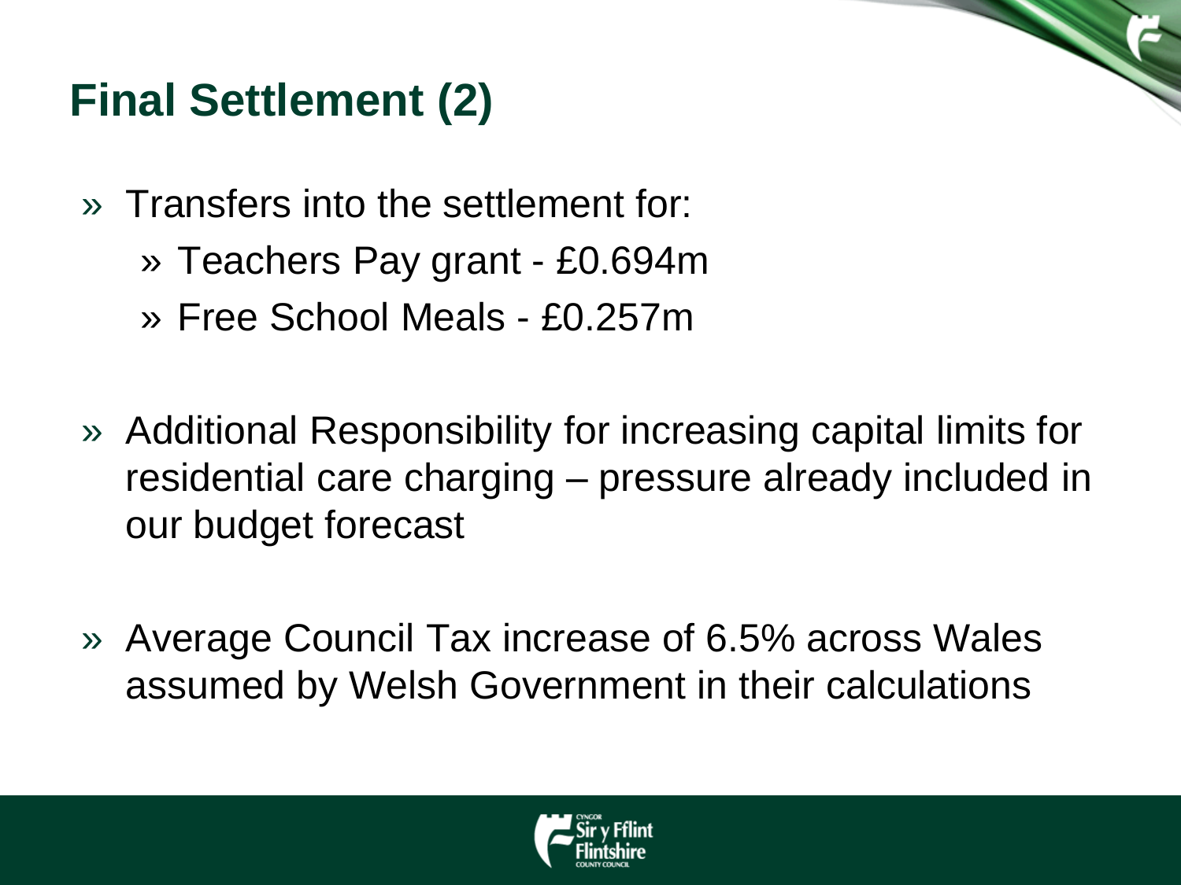# Final Settlement (2)

- Transfers into the settlement for:
  - Teachers Pay grant - £0.694m
  - Free School Meals - £0.257m

- Additional Responsibility for increasing capital limits for residential care charging – pressure already included in our budget forecast

- Average Council Tax increase of 6.5% across Wales assumed by Welsh Government in their calculations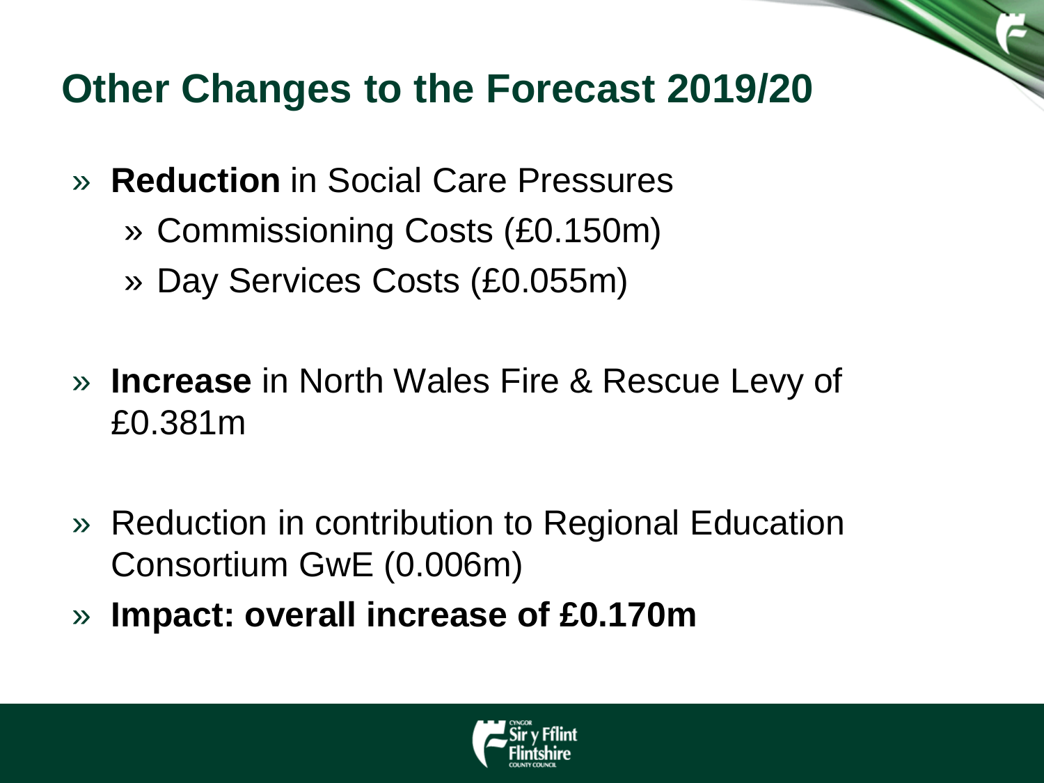# Other Changes to the Forecast 2019/20

- **Reduction** in Social Care Pressures
  - Commissioning Costs (£0.150m)
  - Day Services Costs (£0.055m)

- **Increase** in North Wales Fire & Rescue Levy of £0.381m

- Reduction in contribution to Regional Education Consortium GwE (0.006m)
- **Impact: overall increase of £0.170m**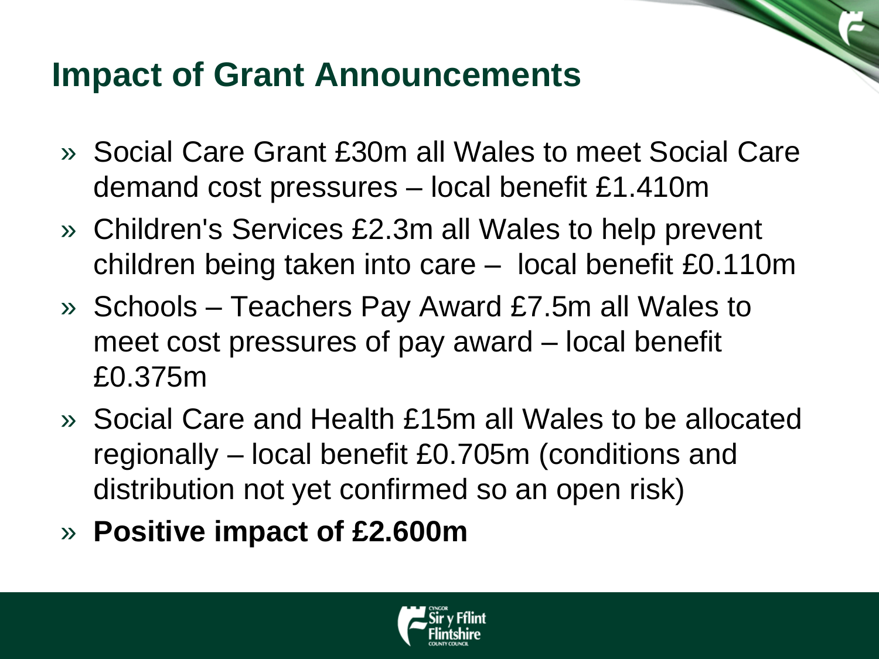## Impact of Grant Announcements

- Social Care Grant £30m all Wales to meet Social Care demand cost pressures – local benefit £1.410m
- Children's Services £2.3m all Wales to help prevent children being taken into care – local benefit £0.110m
- Schools – Teachers Pay Award £7.5m all Wales to meet cost pressures of pay award – local benefit £0.375m
- Social Care and Health £15m all Wales to be allocated regionally – local benefit £0.705m (conditions and distribution not yet confirmed so an open risk)
- **Positive impact of £2.600m**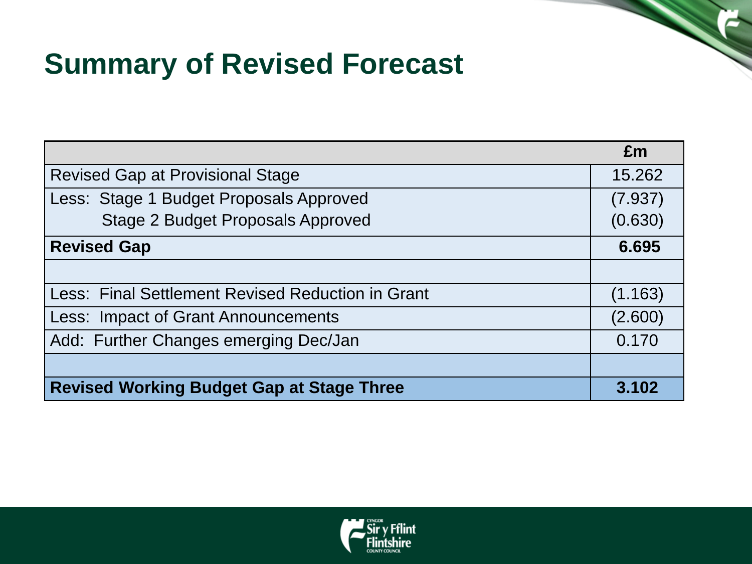# Summary of Revised Forecast

| | £m |
|---|---|
| Revised Gap at Provisional Stage | 15.262 |
| Less: Stage 1 Budget Proposals Approved<br>Stage 2 Budget Proposals Approved | (7.937)<br>(0.630) |
| **Revised Gap** | **6.695** |
| | |
| Less: Final Settlement Revised Reduction in Grant | (1.163) |
| Less: Impact of Grant Announcements | (2.600) |
| Add: Further Changes emerging Dec/Jan | 0.170 |
| | |
| **Revised Working Budget Gap at Stage Three** | **3.102** |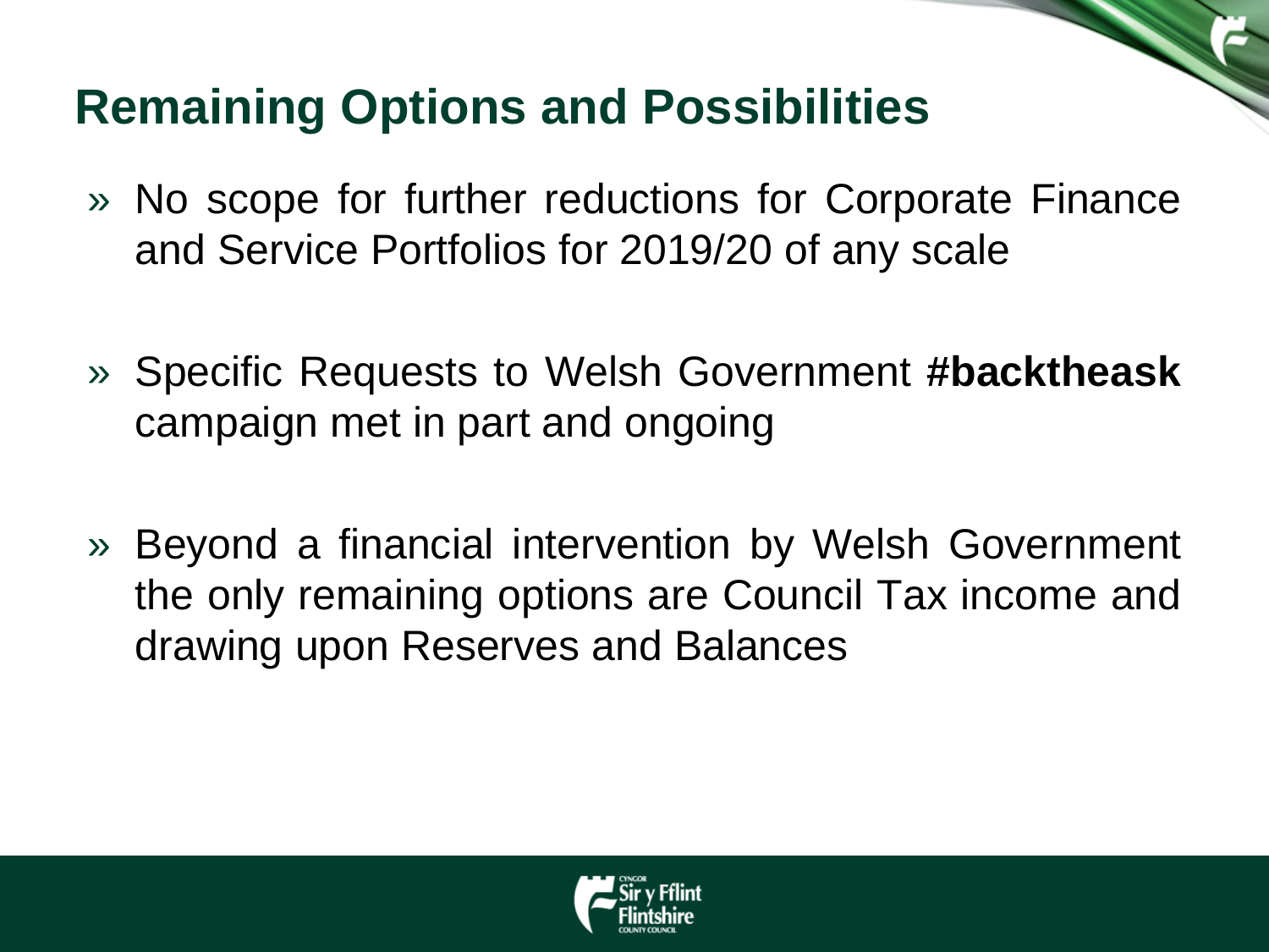## Remaining Options and Possibilities

- No scope for further reductions for Corporate Finance and Service Portfolios for 2019/20 of any scale
- Specific Requests to Welsh Government #**backtheask** campaign met in part and ongoing
- Beyond a financial intervention by Welsh Government the only remaining options are Council Tax income and drawing upon Reserves and Balances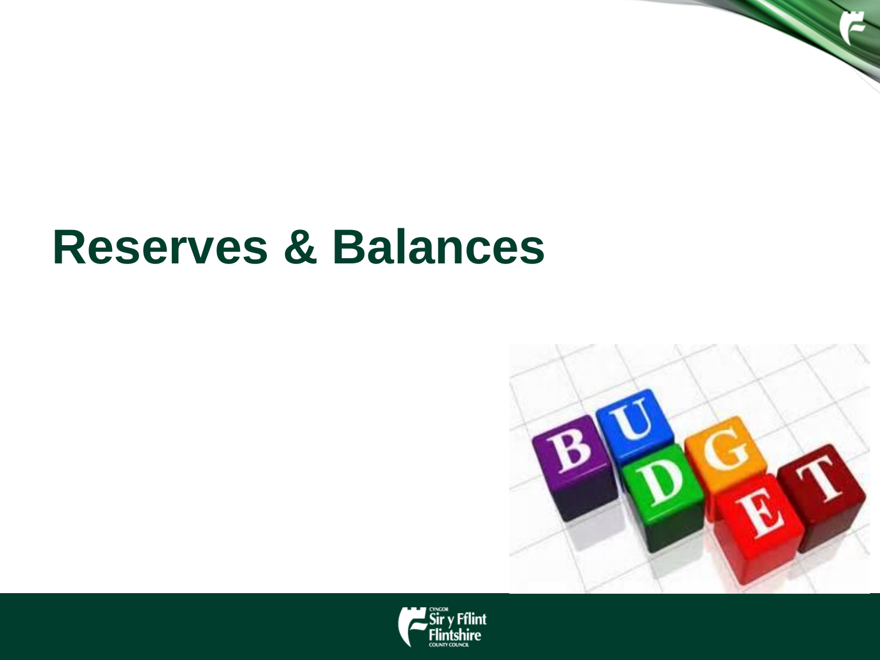# Reserves & Balances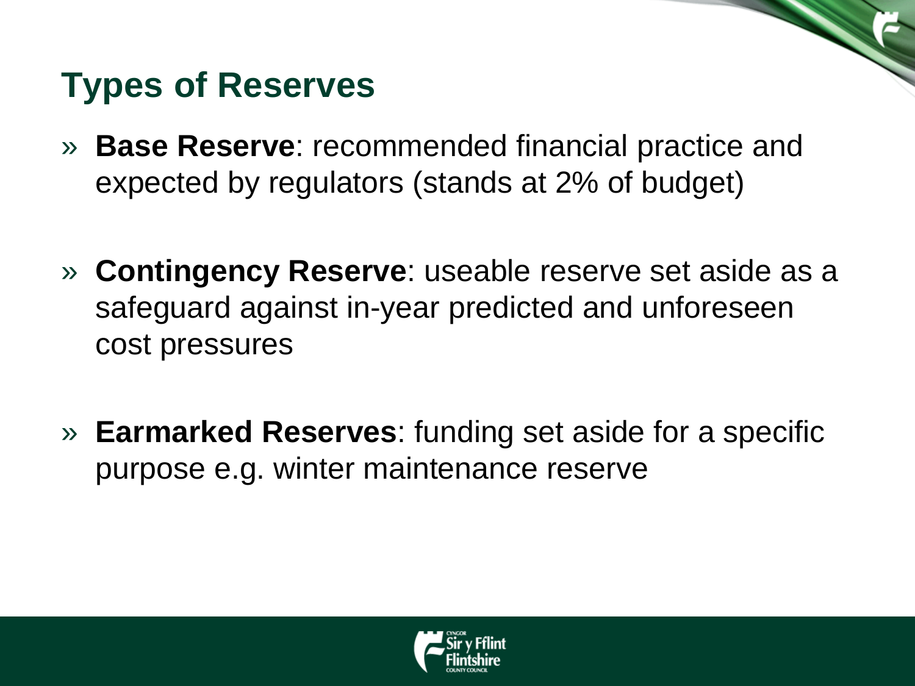## Types of Reserves

- **Base Reserve**: recommended financial practice and expected by regulators (stands at 2% of budget)

- **Contingency Reserve**: useable reserve set aside as a safeguard against in-year predicted and unforeseen cost pressures

- **Earmarked Reserves**: funding set aside for a specific purpose e.g. winter maintenance reserve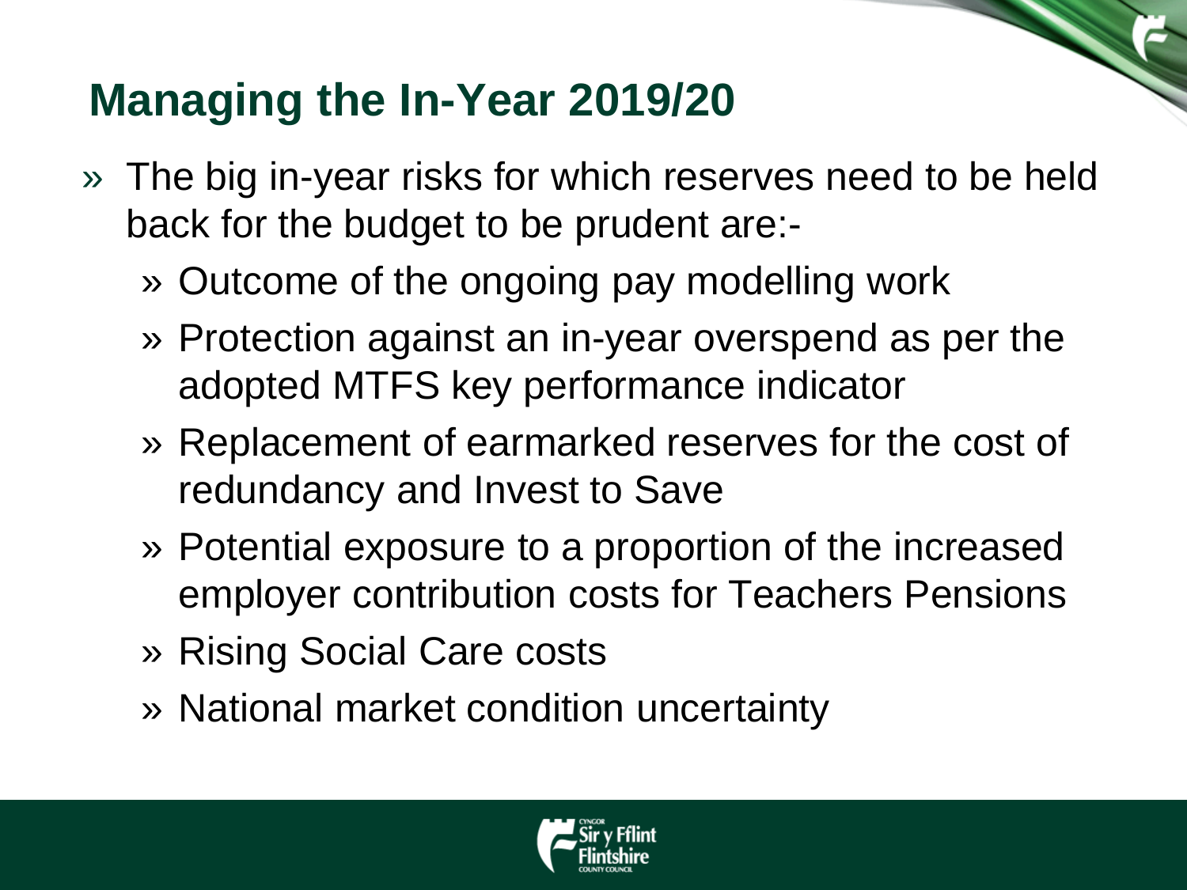## Managing the In-Year 2019/20

- The big in-year risks for which reserves need to be held back for the budget to be prudent are:-
  - Outcome of the ongoing pay modelling work
  - Protection against an in-year overspend as per the adopted MTFS key performance indicator
  - Replacement of earmarked reserves for the cost of redundancy and Invest to Save
  - Potential exposure to a proportion of the increased employer contribution costs for Teachers Pensions
  - Rising Social Care costs
  - National market condition uncertainty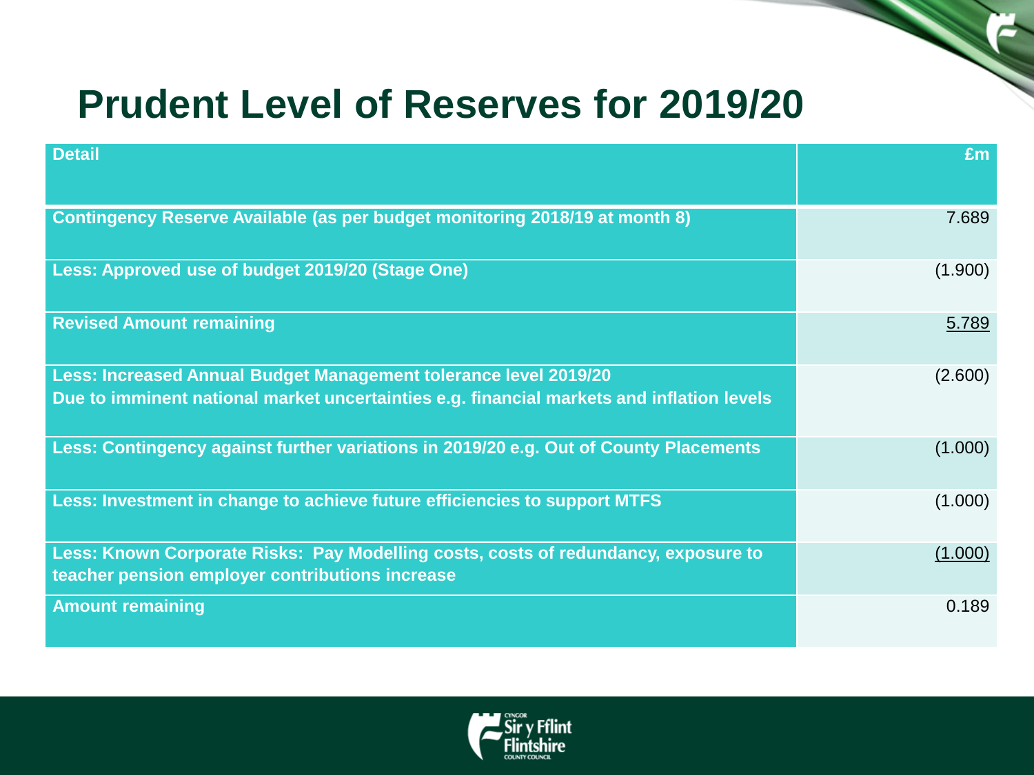# Prudent Level of Reserves for 2019/20

| Detail | £m |
|---|---:|
| Contingency Reserve Available (as per budget monitoring 2018/19 at month 8) | 7.689 |
| Less: Approved use of budget 2019/20 (Stage One) | (1.900) |
| Revised Amount remaining | 5.789 |
| Less: Increased Annual Budget Management tolerance level 2019/20<br>Due to imminent national market uncertainties e.g. financial markets and inflation levels | (2.600) |
| Less: Contingency against further variations in 2019/20 e.g. Out of County Placements | (1.000) |
| Less: Investment in change to achieve future efficiencies to support MTFS | (1.000) |
| Less: Known Corporate Risks: Pay Modelling costs, costs of redundancy, exposure to teacher pension employer contributions increase | (1.000) |
| Amount remaining | 0.189 |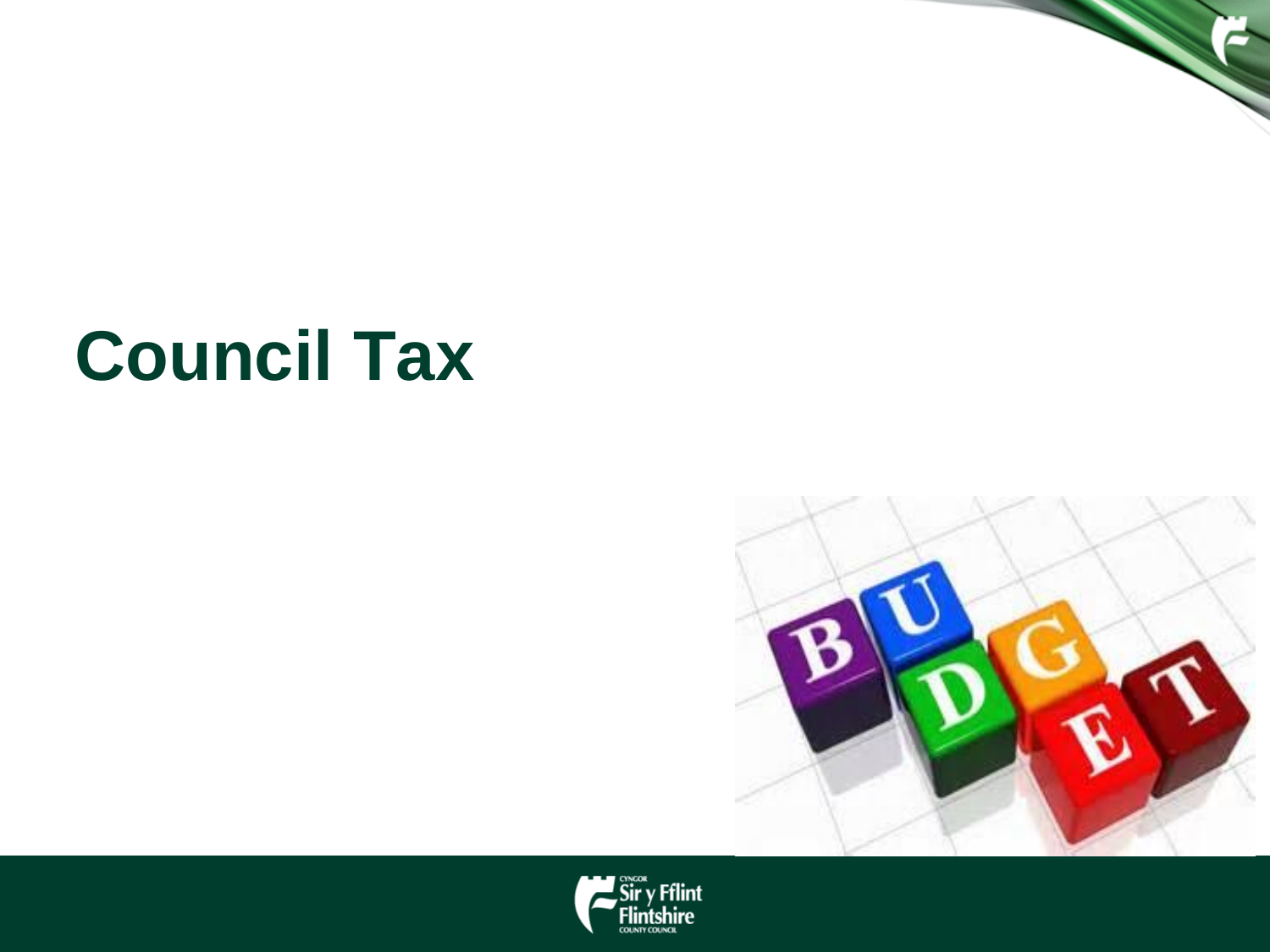# Council Tax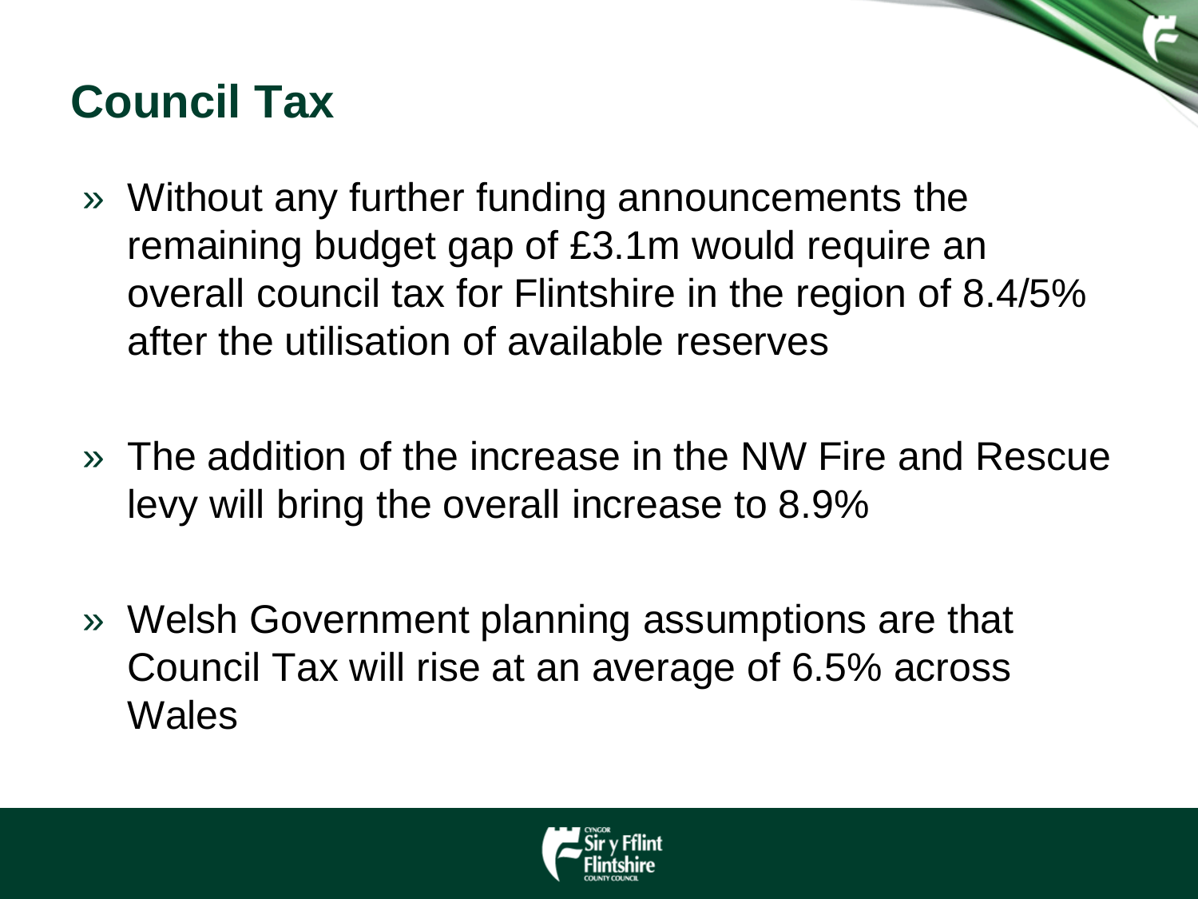# Council Tax

- Without any further funding announcements the remaining budget gap of £3.1m would require an overall council tax for Flintshire in the region of 8.4/5% after the utilisation of available reserves

- The addition of the increase in the NW Fire and Rescue levy will bring the overall increase to 8.9%

- Welsh Government planning assumptions are that Council Tax will rise at an average of 6.5% across Wales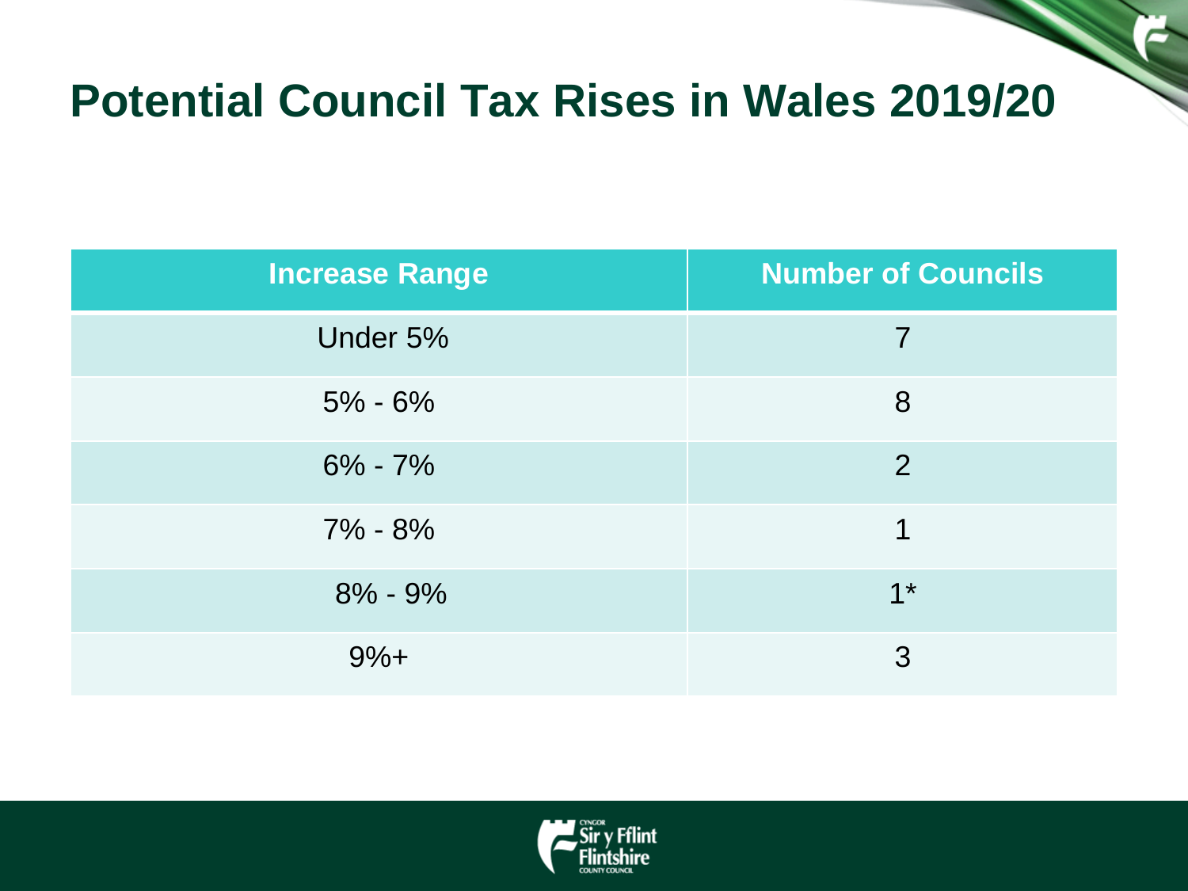# Potential Council Tax Rises in Wales 2019/20

| Increase Range | Number of Councils |
| --- | --- |
| Under 5% | 7 |
| 5% - 6% | 8 |
| 6% - 7% | 2 |
| 7% - 8% | 1 |
| 8% - 9% | 1* |
| 9%+ | 3 |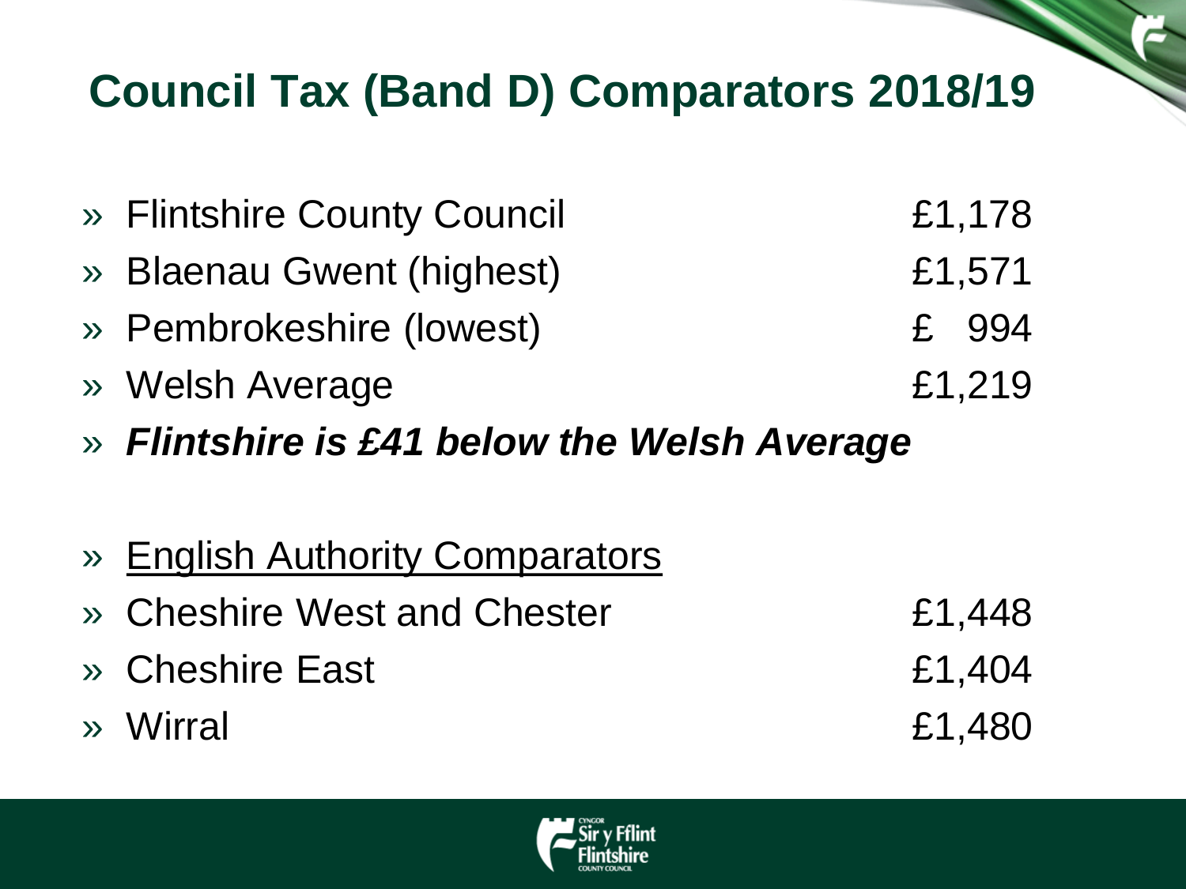# Council Tax (Band D) Comparators 2018/19

- Flintshire County Council £1,178
- Blaenau Gwent (highest) £1,571
- Pembrokeshire (lowest) £ 994
- Welsh Average £1,219
- ***Flintshire is £41 below the Welsh Average***

- English Authority Comparators
- Cheshire West and Chester £1,448
- Cheshire East £1,404
- Wirral £1,480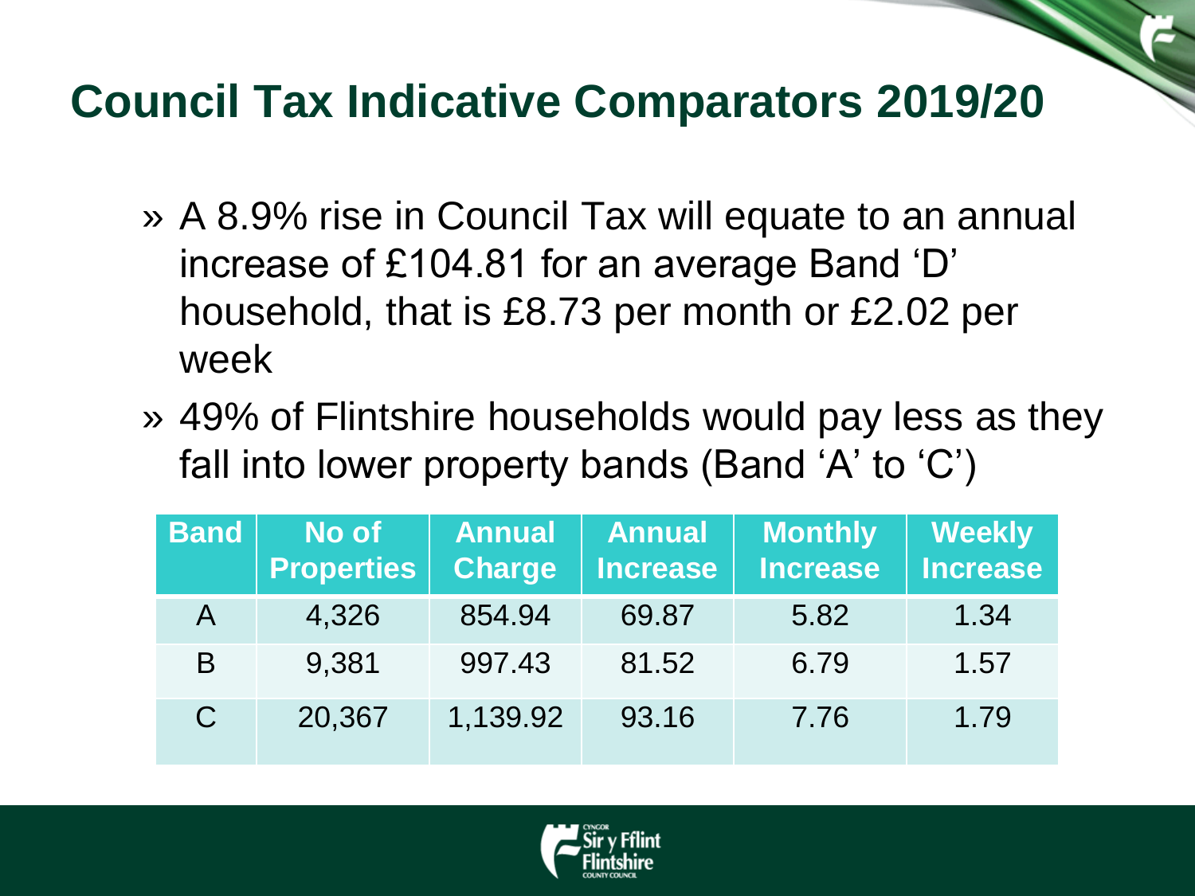# Council Tax Indicative Comparators 2019/20

- A 8.9% rise in Council Tax will equate to an annual increase of £104.81 for an average Band 'D' household, that is £8.73 per month or £2.02 per week
- 49% of Flintshire households would pay less as they fall into lower property bands (Band 'A' to 'C')

| Band | No of Properties | Annual Charge | Annual Increase | Monthly Increase | Weekly Increase |
|---|---|---|---|---|---|
| A | 4,326 | 854.94 | 69.87 | 5.82 | 1.34 |
| B | 9,381 | 997.43 | 81.52 | 6.79 | 1.57 |
| C | 20,367 | 1,139.92 | 93.16 | 7.76 | 1.79 |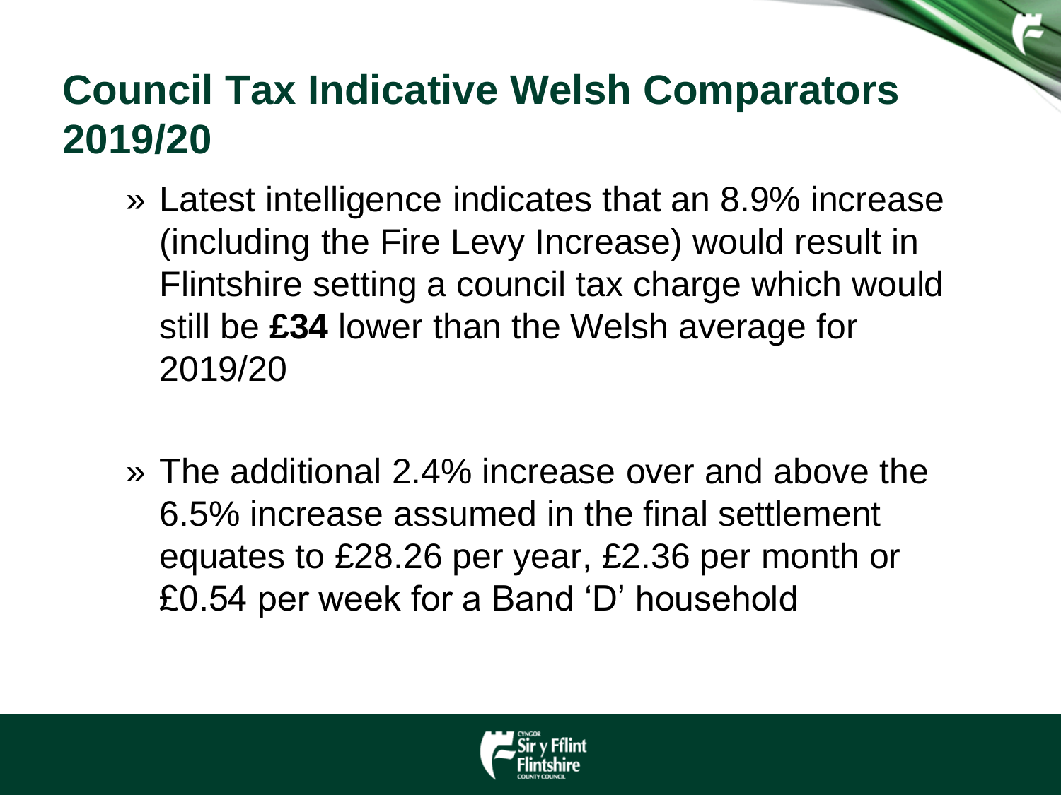# Council Tax Indicative Welsh Comparators 2019/20

- Latest intelligence indicates that an 8.9% increase (including the Fire Levy Increase) would result in Flintshire setting a council tax charge which would still be **£34** lower than the Welsh average for 2019/20

- The additional 2.4% increase over and above the 6.5% increase assumed in the final settlement equates to £28.26 per year, £2.36 per month or £0.54 per week for a Band ‘D’ household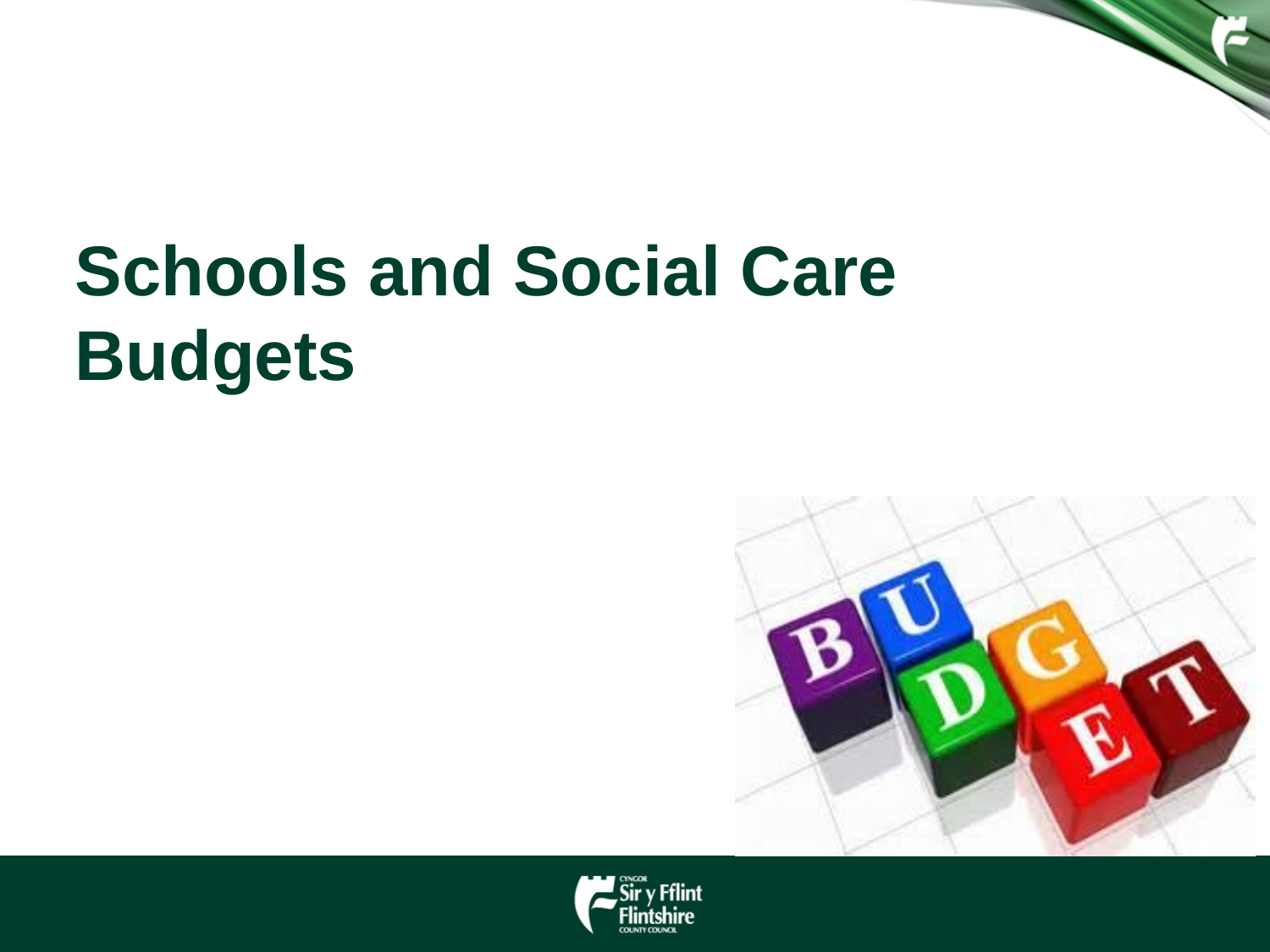# Schools and Social Care Budgets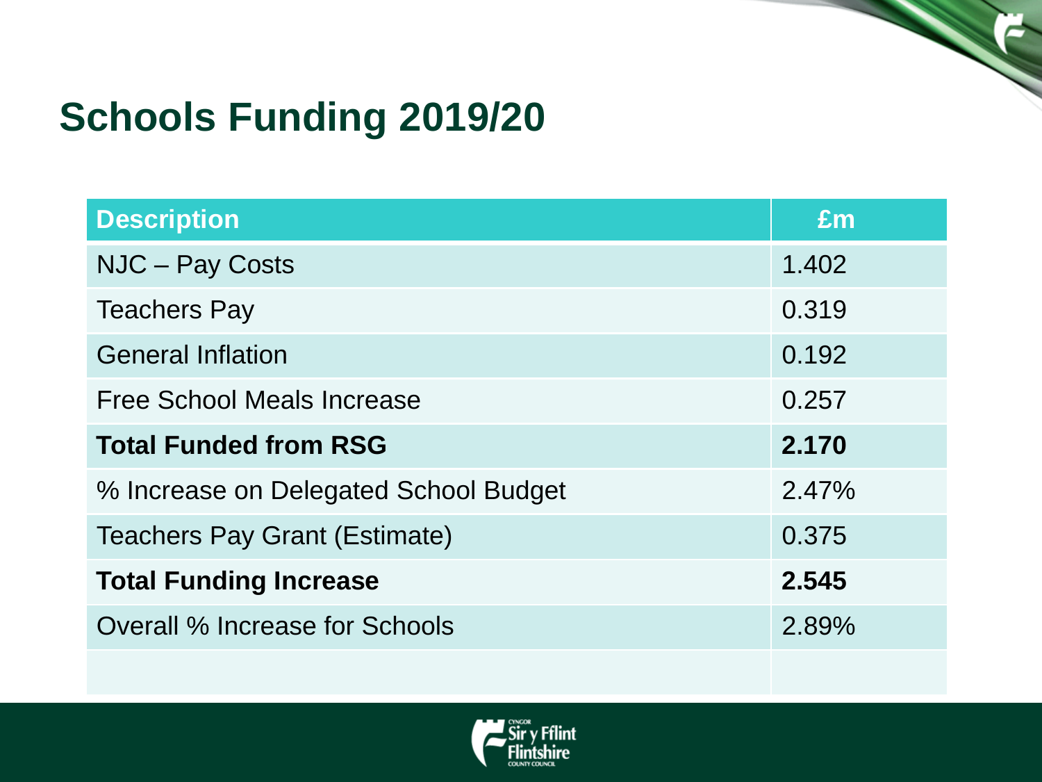# Schools Funding 2019/20

| Description | £m |
|---|---|
| NJC – Pay Costs | 1.402 |
| Teachers Pay | 0.319 |
| General Inflation | 0.192 |
| Free School Meals Increase | 0.257 |
| **Total Funded from RSG** | **2.170** |
| % Increase on Delegated School Budget | 2.47% |
| Teachers Pay Grant (Estimate) | 0.375 |
| **Total Funding Increase** | **2.545** |
| Overall % Increase for Schools | 2.89% |
| | |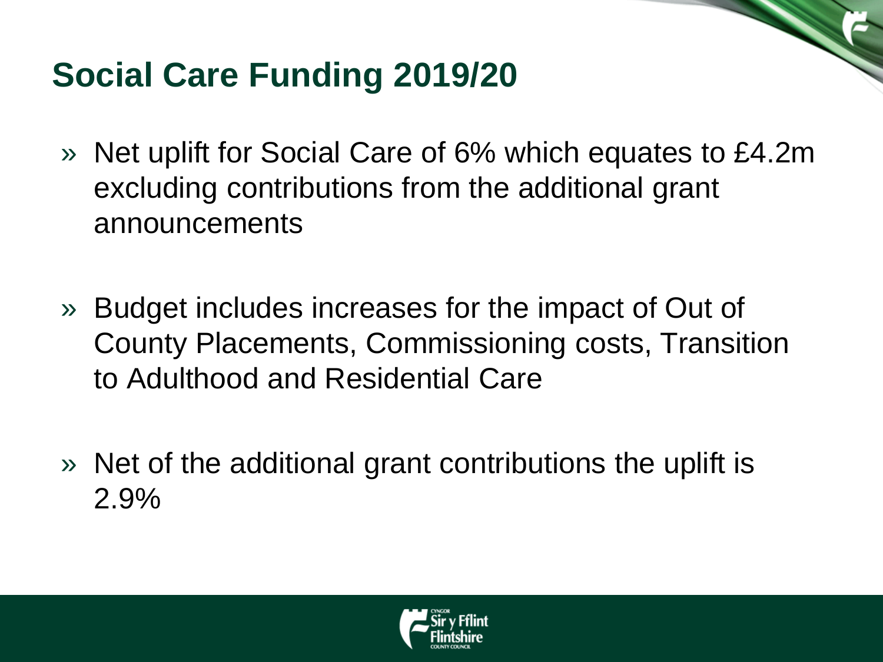## Social Care Funding 2019/20

- Net uplift for Social Care of 6% which equates to £4.2m excluding contributions from the additional grant announcements

- Budget includes increases for the impact of Out of County Placements, Commissioning costs, Transition to Adulthood and Residential Care

- Net of the additional grant contributions the uplift is 2.9%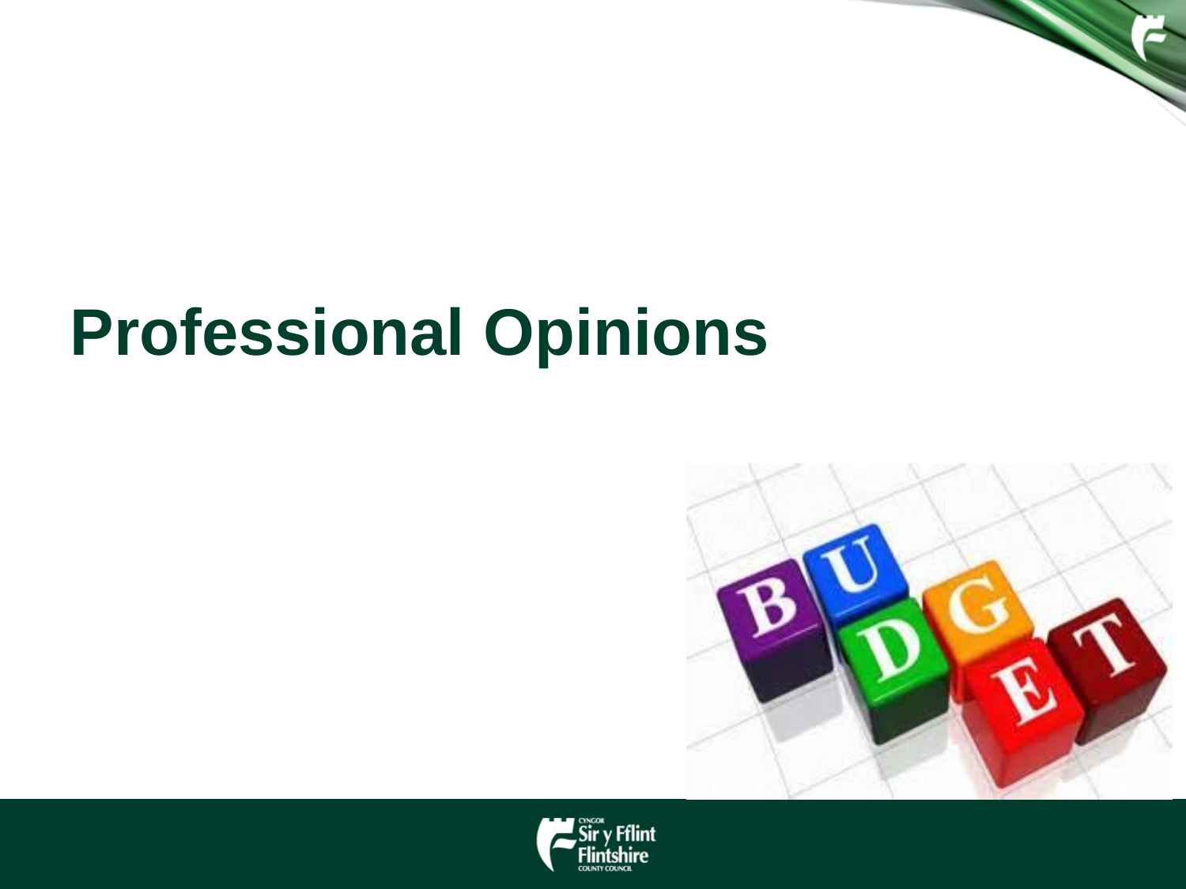# Professional Opinions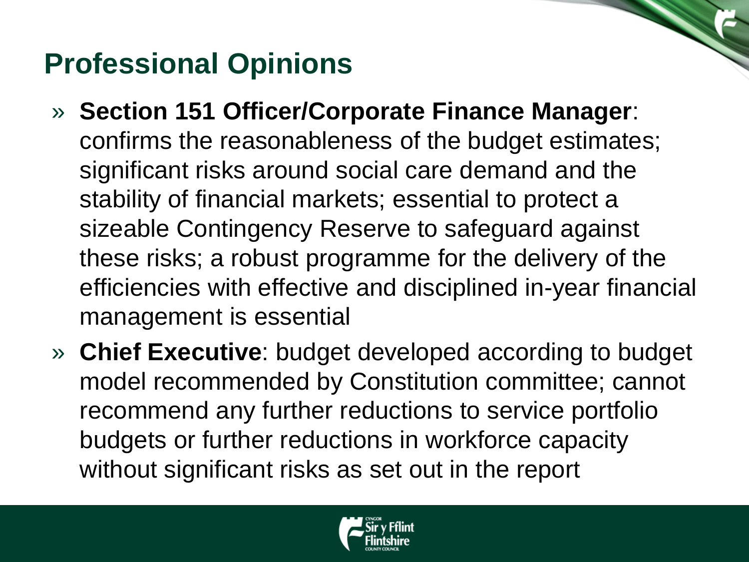## Professional Opinions

- **Section 151 Officer/Corporate Finance Manager**: confirms the reasonableness of the budget estimates; significant risks around social care demand and the stability of financial markets; essential to protect a sizeable Contingency Reserve to safeguard against these risks; a robust programme for the delivery of the efficiencies with effective and disciplined in-year financial management is essential
- **Chief Executive**: budget developed according to budget model recommended by Constitution committee; cannot recommend any further reductions to service portfolio budgets or further reductions in workforce capacity without significant risks as set out in the report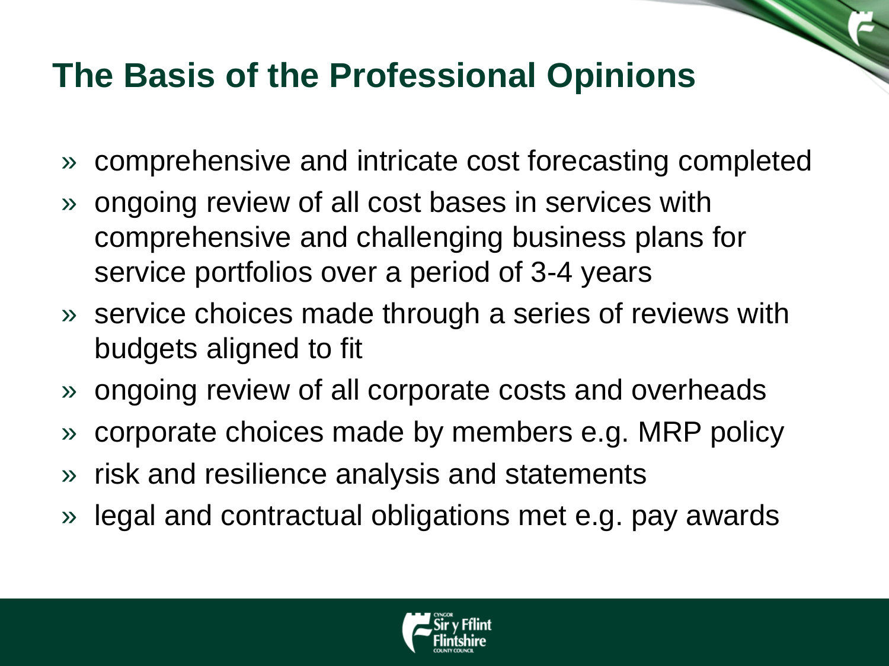# The Basis of the Professional Opinions

- comprehensive and intricate cost forecasting completed
- ongoing review of all cost bases in services with comprehensive and challenging business plans for service portfolios over a period of 3-4 years
- service choices made through a series of reviews with budgets aligned to fit
- ongoing review of all corporate costs and overheads
- corporate choices made by members e.g. MRP policy
- risk and resilience analysis and statements
- legal and contractual obligations met e.g. pay awards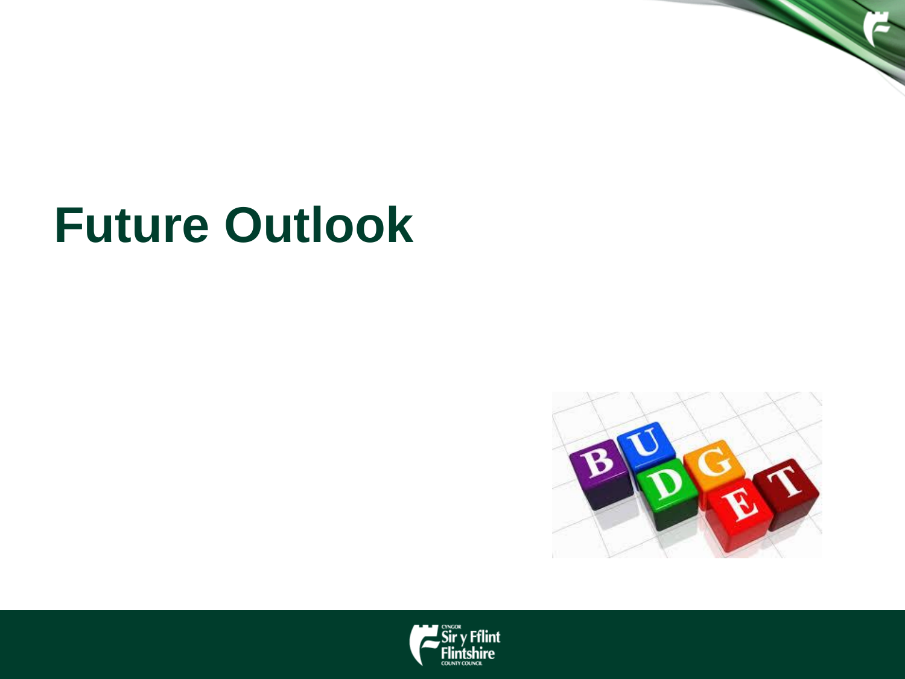# Future Outlook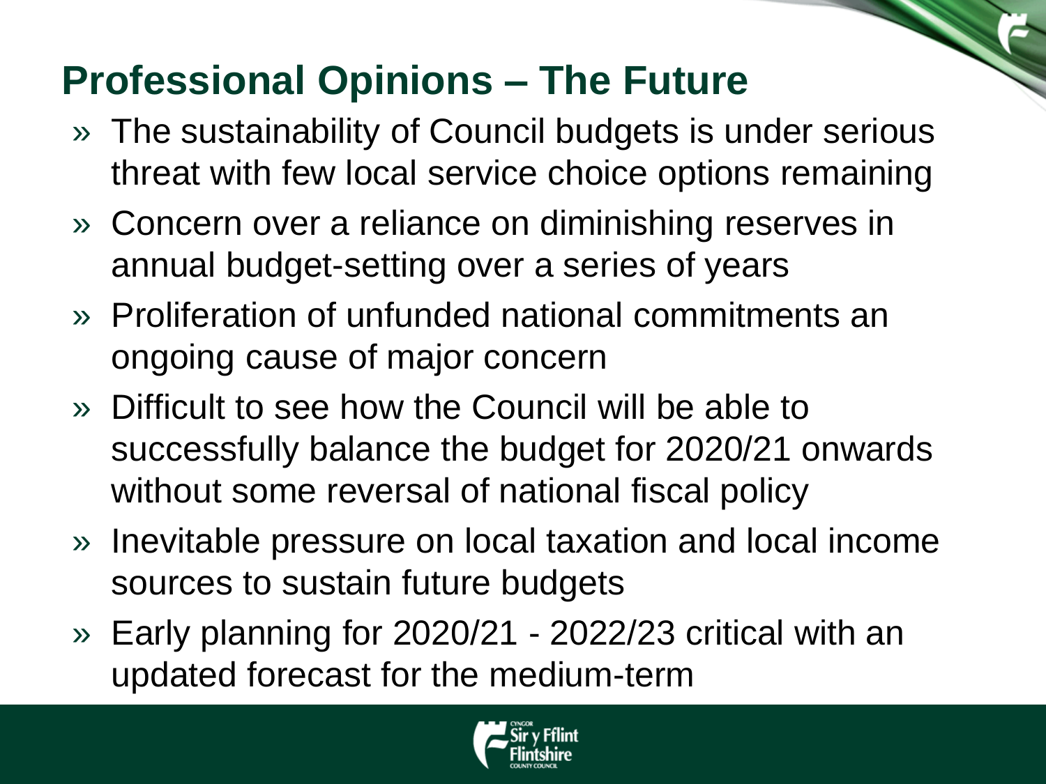## Professional Opinions – The Future

- The sustainability of Council budgets is under serious threat with few local service choice options remaining
- Concern over a reliance on diminishing reserves in annual budget-setting over a series of years
- Proliferation of unfunded national commitments an ongoing cause of major concern
- Difficult to see how the Council will be able to successfully balance the budget for 2020/21 onwards without some reversal of national fiscal policy
- Inevitable pressure on local taxation and local income sources to sustain future budgets
- Early planning for 2020/21 - 2022/23 critical with an updated forecast for the medium-term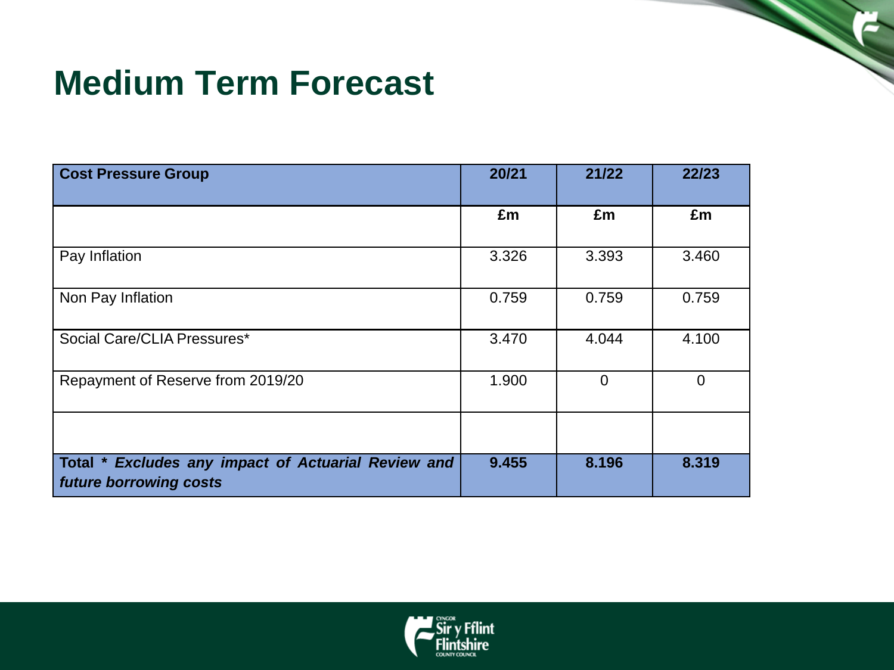# Medium Term Forecast

| Cost Pressure Group | 20/21 | 21/22 | 22/23 |
|---|---|---|---|
| | **£m** | **£m** | **£m** |
| Pay Inflation | 3.326 | 3.393 | 3.460 |
| Non Pay Inflation | 0.759 | 0.759 | 0.759 |
| Social Care/CLIA Pressures* | 3.470 | 4.044 | 4.100 |
| Repayment of Reserve from 2019/20 | 1.900 | 0 | 0 |
| | | | |
| **Total * *Excludes any impact of Actuarial Review and future borrowing costs*** | **9.455** | **8.196** | **8.319** |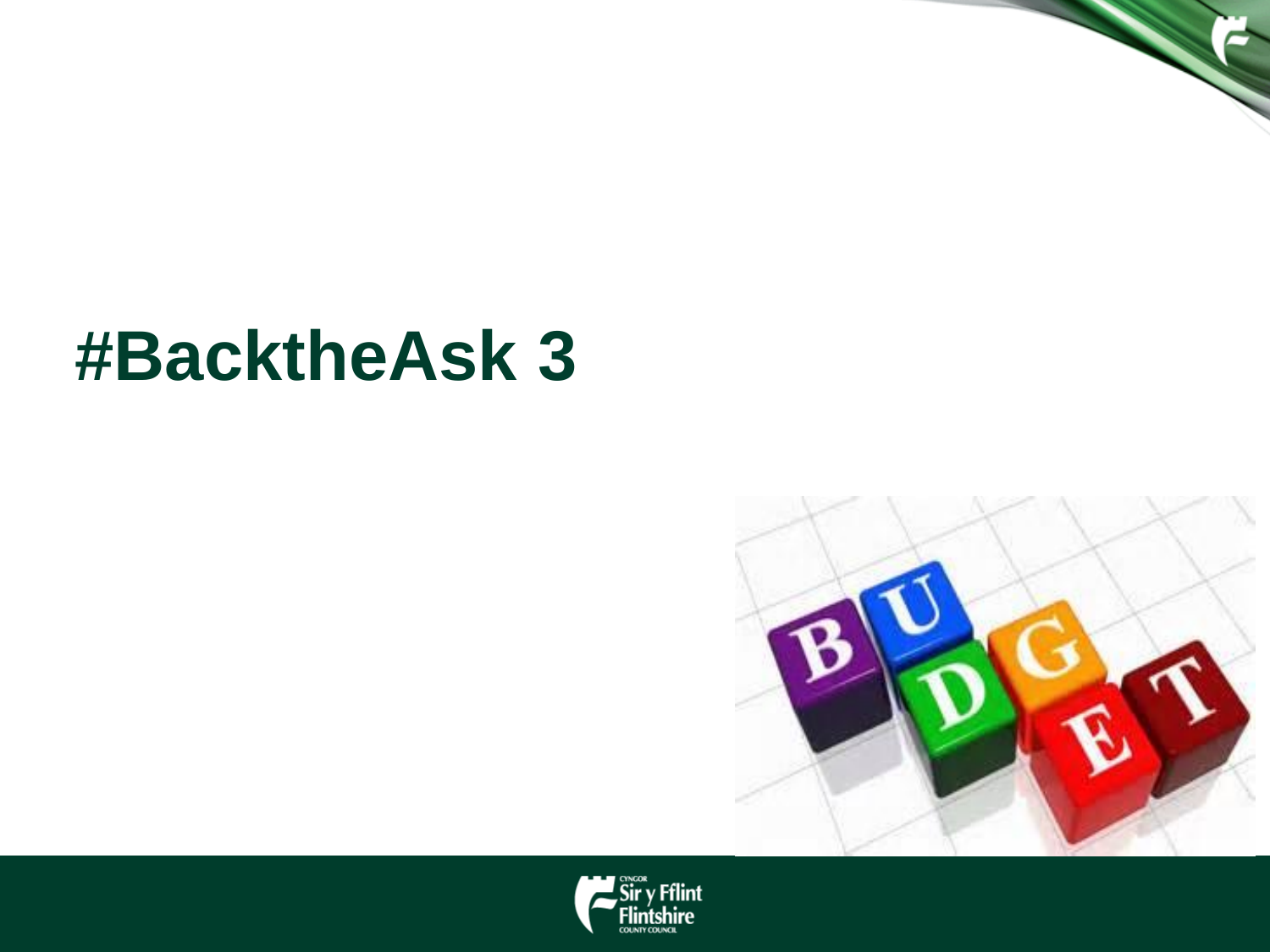# #BacktheAsk 3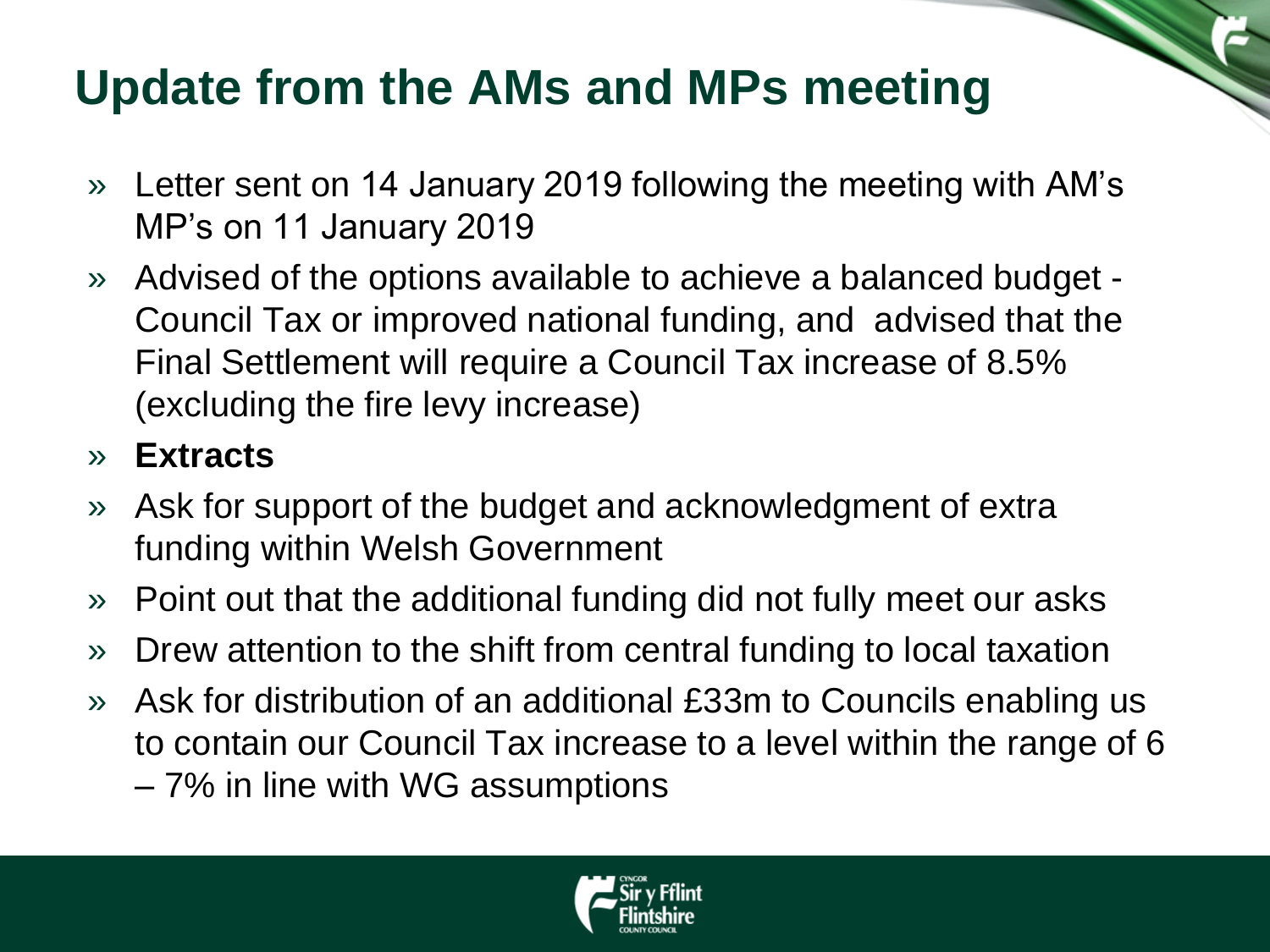# Update from the AMs and MPs meeting

- Letter sent on 14 January 2019 following the meeting with AM's MP's on 11 January 2019
- Advised of the options available to achieve a balanced budget - Council Tax or improved national funding, and advised that the Final Settlement will require a Council Tax increase of 8.5% (excluding the fire levy increase)
- **Extracts**
- Ask for support of the budget and acknowledgment of extra funding within Welsh Government
- Point out that the additional funding did not fully meet our asks
- Drew attention to the shift from central funding to local taxation
- Ask for distribution of an additional £33m to Councils enabling us to contain our Council Tax increase to a level within the range of 6 – 7% in line with WG assumptions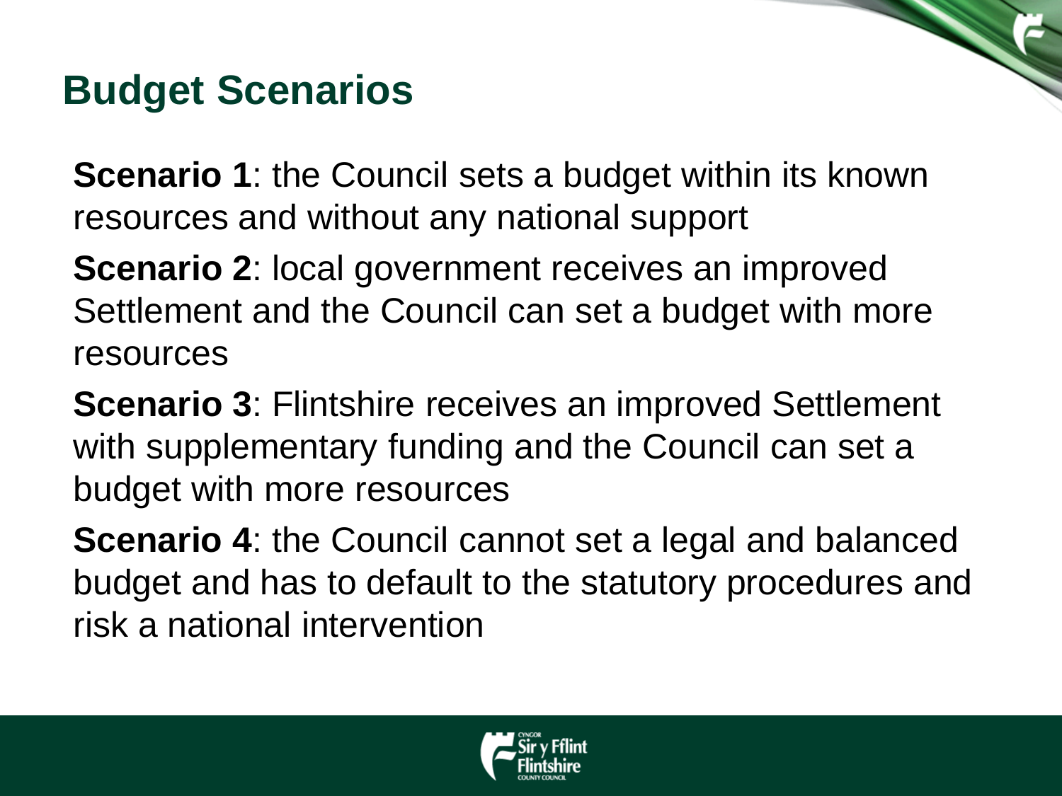## Budget Scenarios

**Scenario 1**: the Council sets a budget within its known resources and without any national support

**Scenario 2**: local government receives an improved Settlement and the Council can set a budget with more resources

**Scenario 3**: Flintshire receives an improved Settlement with supplementary funding and the Council can set a budget with more resources

**Scenario 4**: the Council cannot set a legal and balanced budget and has to default to the statutory procedures and risk a national intervention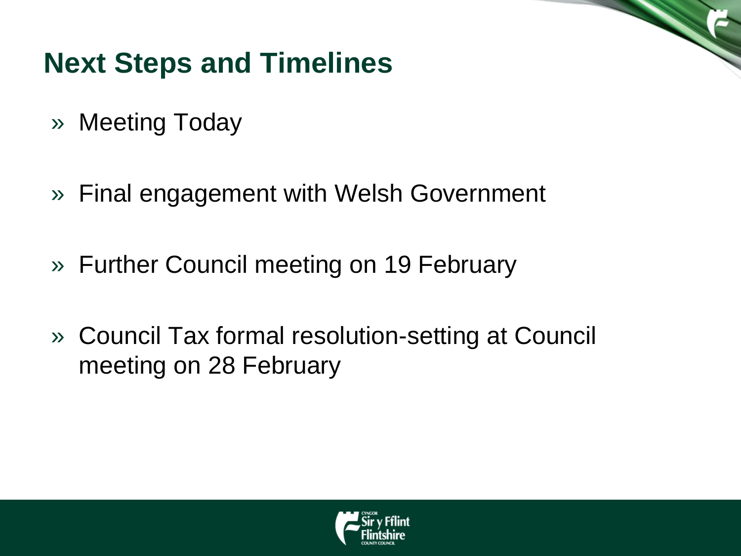# Next Steps and Timelines

- Meeting Today
- Final engagement with Welsh Government
- Further Council meeting on 19 February
- Council Tax formal resolution-setting at Council meeting on 28 February